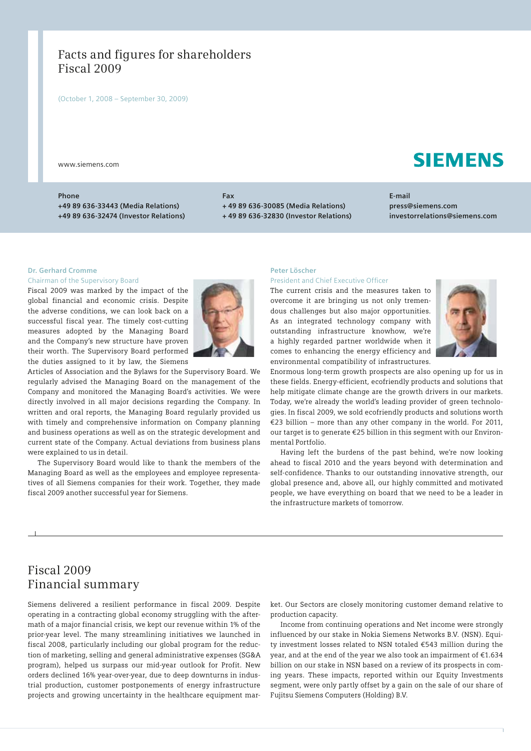# Facts and figures for shareholders Fiscal 2009

(October 1, 2008 – September 30, 2009)

www.siemens.com

SIEMENS

**Phone**
**+49 89 636-33443 (Media Relations)**
**+49 89 636-32474 (Investor Relations)**

**Fax**
**+ 49 89 636-30085 (Media Relations)**
**+ 49 89 636-32830 (Investor Relations)**

**E-mail**
**press@siemens.com**
**investorrelations@siemens.com**

**Dr. Gerhard Cromme**
Chairman of the Supervisory Board

Fiscal 2009 was marked by the impact of the global financial and economic crisis. Despite the adverse conditions, we can look back on a successful fiscal year. The timely cost-cutting measures adopted by the Managing Board and the Company's new structure have proven their worth. The Supervisory Board performed the duties assigned to it by law, the Siemens Articles of Association and the Bylaws for the Supervisory Board. We regularly advised the Managing Board on the management of the Company and monitored the Managing Board's activities. We were directly involved in all major decisions regarding the Company. In written and oral reports, the Managing Board regularly provided us with timely and comprehensive information on Company planning and business operations as well as on the strategic development and current state of the Company. Actual deviations from business plans were explained to us in detail.

The Supervisory Board would like to thank the members of the Managing Board as well as the employees and employee representatives of all Siemens companies for their work. Together, they made fiscal 2009 another successful year for Siemens.

**Peter Löscher**
President and Chief Executive Officer

The current crisis and the measures taken to overcome it are bringing us not only tremendous challenges but also major opportunities. As an integrated technology company with outstanding infrastructure knowhow, we're a highly regarded partner worldwide when it comes to enhancing the energy efficiency and environmental compatibility of infrastructures. Enormous long-term growth prospects are also opening up for us in these fields. Energy-efficient, ecofriendly products and solutions that help mitigate climate change are the growth drivers in our markets. Today, we're already the world's leading provider of green technologies. In fiscal 2009, we sold ecofriendly products and solutions worth €23 billion – more than any other company in the world. For 2011, our target is to generate €25 billion in this segment with our Environmental Portfolio.

Having left the burdens of the past behind, we're now looking ahead to fiscal 2010 and the years beyond with determination and self-confidence. Thanks to our outstanding innovative strength, our global presence and, above all, our highly committed and motivated people, we have everything on board that we need to be a leader in the infrastructure markets of tomorrow.

# Fiscal 2009 Financial summary

Siemens delivered a resilient performance in fiscal 2009. Despite operating in a contracting global economy struggling with the aftermath of a major financial crisis, we kept our revenue within 1% of the prior-year level. The many streamlining initiatives we launched in fiscal 2008, particularly including our global program for the reduction of marketing, selling and general administrative expenses (SG&A program), helped us surpass our mid-year outlook for Profit. New orders declined 16% year-over-year, due to deep downturns in industrial production, customer postponements of energy infrastructure projects and growing uncertainty in the healthcare equipment market. Our Sectors are closely monitoring customer demand relative to production capacity.

Income from continuing operations and Net income were strongly influenced by our stake in Nokia Siemens Networks B.V. (NSN). Equity investment losses related to NSN totaled €543 million during the year, and at the end of the year we also took an impairment of €1.634 billion on our stake in NSN based on a review of its prospects in coming years. These impacts, reported within our Equity Investments segment, were only partly offset by a gain on the sale of our share of Fujitsu Siemens Computers (Holding) B.V.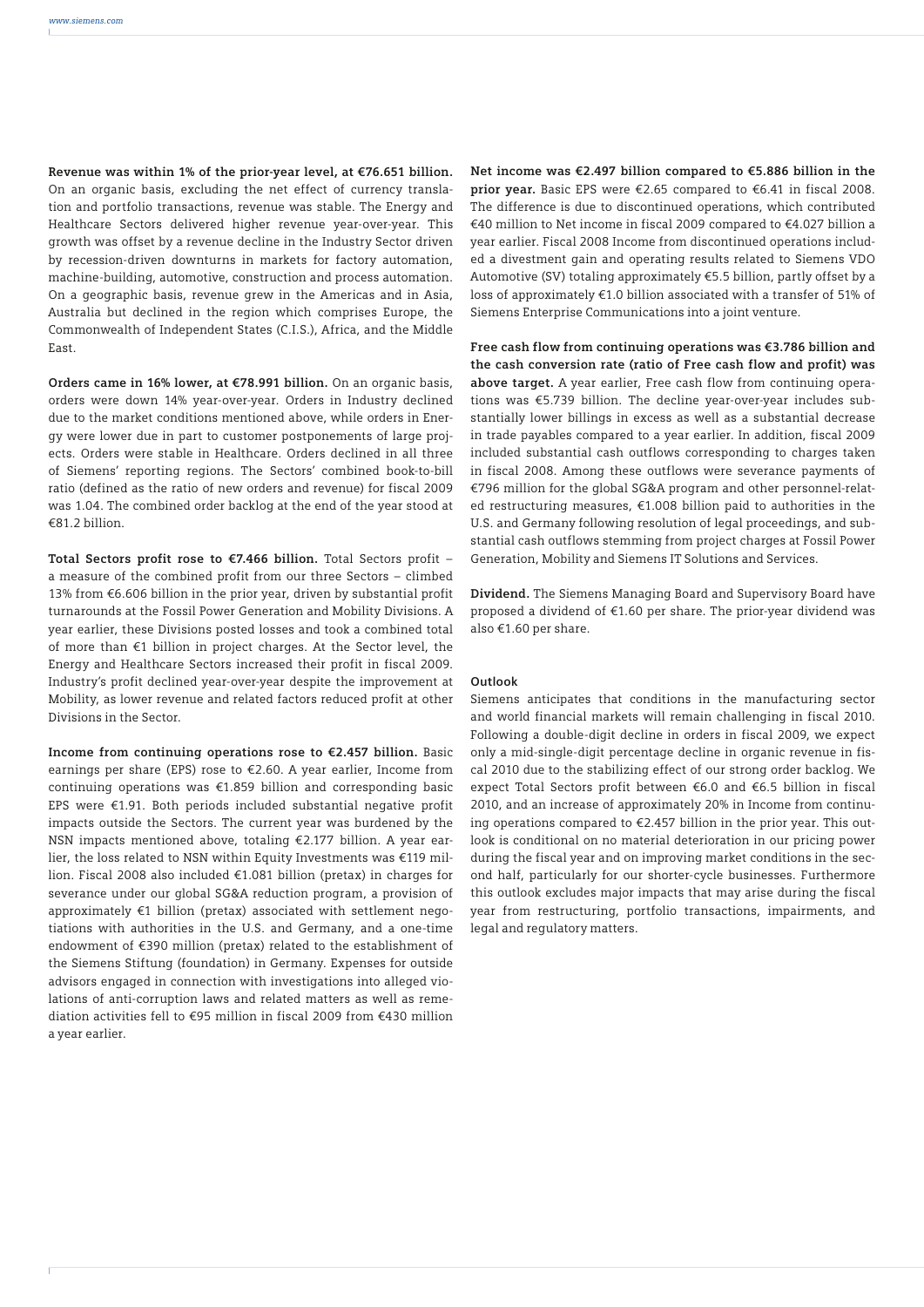**Revenue was within 1% of the prior-year level, at €76.651 billion.** On an organic basis, excluding the net effect of currency translation and portfolio transactions, revenue was stable. The Energy and Healthcare Sectors delivered higher revenue year-over-year. This growth was offset by a revenue decline in the Industry Sector driven by recession-driven downturns in markets for factory automation, machine-building, automotive, construction and process automation. On a geographic basis, revenue grew in the Americas and in Asia, Australia but declined in the region which comprises Europe, the Commonwealth of Independent States (C.I.S.), Africa, and the Middle East.

**Orders came in 16% lower, at €78.991 billion.** On an organic basis, orders were down 14% year-over-year. Orders in Industry declined due to the market conditions mentioned above, while orders in Energy were lower due in part to customer postponements of large projects. Orders were stable in Healthcare. Orders declined in all three of Siemens' reporting regions. The Sectors' combined book-to-bill ratio (defined as the ratio of new orders and revenue) for fiscal 2009 was 1.04. The combined order backlog at the end of the year stood at €81.2 billion.

**Total Sectors profit rose to €7.466 billion.** Total Sectors profit – a measure of the combined profit from our three Sectors – climbed 13% from €6.606 billion in the prior year, driven by substantial profit turnarounds at the Fossil Power Generation and Mobility Divisions. A year earlier, these Divisions posted losses and took a combined total of more than €1 billion in project charges. At the Sector level, the Energy and Healthcare Sectors increased their profit in fiscal 2009. Industry's profit declined year-over-year despite the improvement at Mobility, as lower revenue and related factors reduced profit at other Divisions in the Sector.

**Income from continuing operations rose to €2.457 billion.** Basic earnings per share (EPS) rose to €2.60. A year earlier, Income from continuing operations was €1.859 billion and corresponding basic EPS were €1.91. Both periods included substantial negative profit impacts outside the Sectors. The current year was burdened by the NSN impacts mentioned above, totaling €2.177 billion. A year earlier, the loss related to NSN within Equity Investments was €119 million. Fiscal 2008 also included €1.081 billion (pretax) in charges for severance under our global SG&A reduction program, a provision of approximately €1 billion (pretax) associated with settlement negotiations with authorities in the U.S. and Germany, and a one-time endowment of €390 million (pretax) related to the establishment of the Siemens Stiftung (foundation) in Germany. Expenses for outside advisors engaged in connection with investigations into alleged violations of anti-corruption laws and related matters as well as remediation activities fell to €95 million in fiscal 2009 from €430 million a year earlier.

**Net income was €2.497 billion compared to €5.886 billion in the prior year.** Basic EPS were €2.65 compared to €6.41 in fiscal 2008. The difference is due to discontinued operations, which contributed €40 million to Net income in fiscal 2009 compared to €4.027 billion a year earlier. Fiscal 2008 Income from discontinued operations included a divestment gain and operating results related to Siemens VDO Automotive (SV) totaling approximately €5.5 billion, partly offset by a loss of approximately €1.0 billion associated with a transfer of 51% of Siemens Enterprise Communications into a joint venture.

**Free cash flow from continuing operations was €3.786 billion and the cash conversion rate (ratio of Free cash flow and profit) was above target.** A year earlier, Free cash flow from continuing operations was €5.739 billion. The decline year-over-year includes substantially lower billings in excess as well as a substantial decrease in trade payables compared to a year earlier. In addition, fiscal 2009 included substantial cash outflows corresponding to charges taken in fiscal 2008. Among these outflows were severance payments of €796 million for the global SG&A program and other personnel-related restructuring measures, €1.008 billion paid to authorities in the U.S. and Germany following resolution of legal proceedings, and substantial cash outflows stemming from project charges at Fossil Power Generation, Mobility and Siemens IT Solutions and Services.

**Dividend.** The Siemens Managing Board and Supervisory Board have proposed a dividend of €1.60 per share. The prior-year dividend was also €1.60 per share.

### Outlook

Siemens anticipates that conditions in the manufacturing sector and world financial markets will remain challenging in fiscal 2010. Following a double-digit decline in orders in fiscal 2009, we expect only a mid-single-digit percentage decline in organic revenue in fiscal 2010 due to the stabilizing effect of our strong order backlog. We expect Total Sectors profit between €6.0 and €6.5 billion in fiscal 2010, and an increase of approximately 20% in Income from continuing operations compared to €2.457 billion in the prior year. This outlook is conditional on no material deterioration in our pricing power during the fiscal year and on improving market conditions in the second half, particularly for our shorter-cycle businesses. Furthermore this outlook excludes major impacts that may arise during the fiscal year from restructuring, portfolio transactions, impairments, and legal and regulatory matters.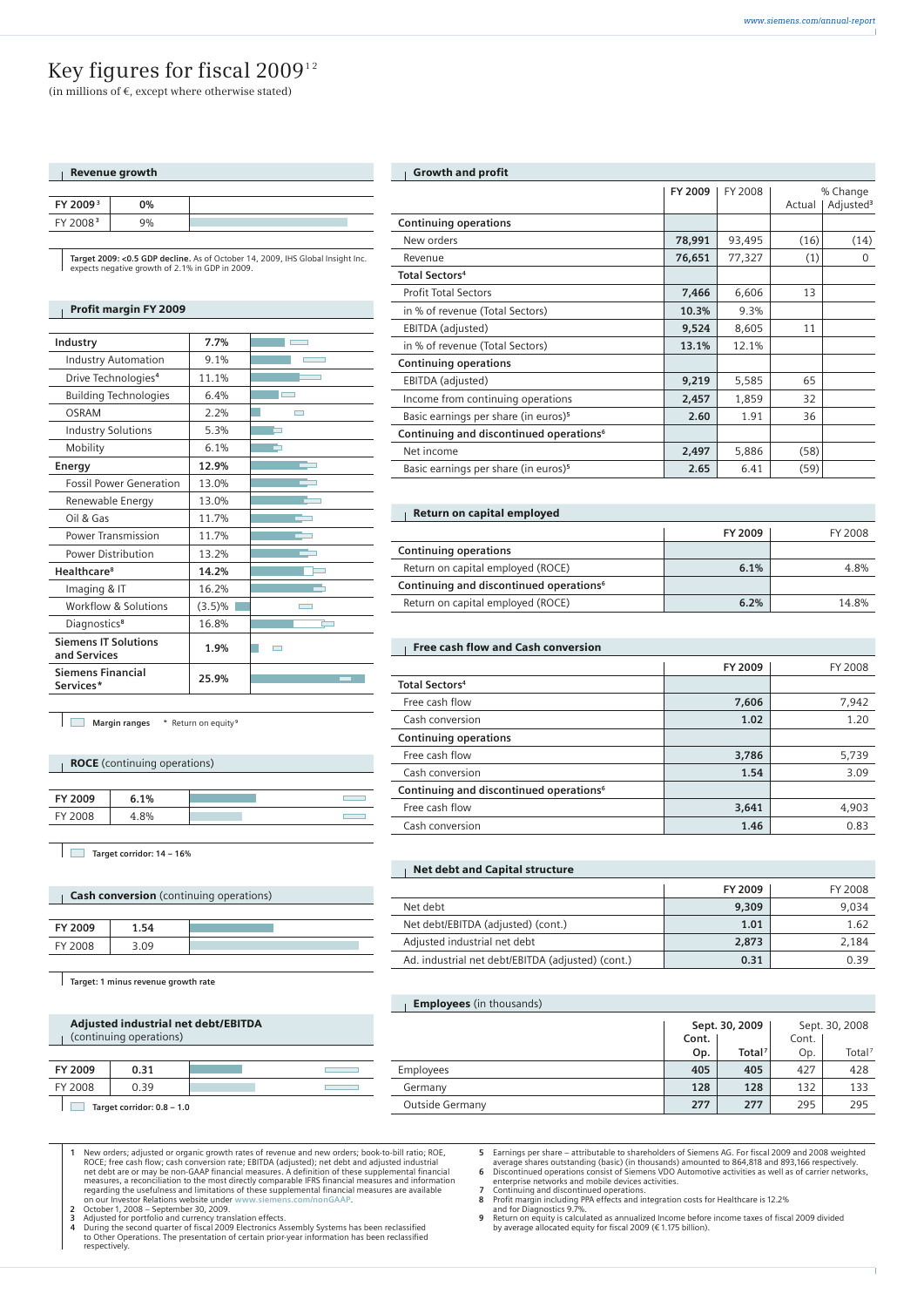# Key figures for fiscal 2009[1 2]

(in millions of €, except where otherwise stated)

## Revenue growth

| | |
|---|---|
| FY 2009[3] | 0% |
| FY 2008[3] | 9% |

**Target 2009: <0.5 GDP decline.** As of October 14, 2009, IHS Global Insight Inc. expects negative growth of 2.1% in GDP in 2009.

## Profit margin FY 2009

| | |
|---|---|
| **Industry** | **7.7%** |
| Industry Automation | 9.1% |
| Drive Technologies[4] | 11.1% |
| Building Technologies | 6.4% |
| OSRAM | 2.2% |
| Industry Solutions | 5.3% |
| Mobility | 6.1% |
| **Energy** | **12.9%** |
| Fossil Power Generation | 13.0% |
| Renewable Energy | 13.0% |
| Oil & Gas | 11.7% |
| Power Transmission | 11.7% |
| Power Distribution | 13.2% |
| **Healthcare[8]** | **14.2%** |
| Imaging & IT | 16.2% |
| Workflow & Solutions | (3.5)% |
| Diagnostics[8] | 16.8% |
| **Siemens IT Solutions and Services** | **1.9%** |
| **Siemens Financial Services*** | **25.9%** |

Margin ranges   * Return on equity[9]

## ROCE (continuing operations)

| | |
|---|---|
| FY 2009 | 6.1% |
| FY 2008 | 4.8% |

Target corridor: 14 – 16%

## Cash conversion (continuing operations)

| | |
|---|---|
| FY 2009 | 1.54 |
| FY 2008 | 3.09 |

Target: 1 minus revenue growth rate

## Adjusted industrial net debt/EBITDA (continuing operations)

| | |
|---|---|
| FY 2009 | 0.31 |
| FY 2008 | 0.39 |

Target corridor: 0.8 – 1.0

## Growth and profit

| | FY 2009 | FY 2008 | % Change Actual | % Change Adjusted[3] |
|---|---|---|---|---|
| **Continuing operations** | | | | |
| New orders | **78,991** | 93,495 | (16) | (14) |
| Revenue | **76,651** | 77,327 | (1) | 0 |
| **Total Sectors[4]** | | | | |
| Profit Total Sectors | **7,466** | 6,606 | 13 | |
| in % of revenue (Total Sectors) | **10.3%** | 9.3% | | |
| EBITDA (adjusted) | **9,524** | 8,605 | 11 | |
| in % of revenue (Total Sectors) | **13.1%** | 12.1% | | |
| **Continuing operations** | | | | |
| EBITDA (adjusted) | **9,219** | 5,585 | 65 | |
| Income from continuing operations | **2,457** | 1,859 | 32 | |
| Basic earnings per share (in euros)[5] | **2.60** | 1.91 | 36 | |
| **Continuing and discontinued operations[6]** | | | | |
| Net income | **2,497** | 5,886 | (58) | |
| Basic earnings per share (in euros)[5] | **2.65** | 6.41 | (59) | |

## Return on capital employed

| | FY 2009 | FY 2008 |
|---|---|---|
| **Continuing operations** | | |
| Return on capital employed (ROCE) | **6.1%** | 4.8% |
| **Continuing and discontinued operations[6]** | | |
| Return on capital employed (ROCE) | **6.2%** | 14.8% |

## Free cash flow and Cash conversion

| | FY 2009 | FY 2008 |
|---|---|---|
| **Total Sectors[4]** | | |
| Free cash flow | **7,606** | 7,942 |
| Cash conversion | **1.02** | 1.20 |
| **Continuing operations** | | |
| Free cash flow | **3,786** | 5,739 |
| Cash conversion | **1.54** | 3.09 |
| **Continuing and discontinued operations[6]** | | |
| Free cash flow | **3,641** | 4,903 |
| Cash conversion | **1.46** | 0.83 |

## Net debt and Capital structure

| | FY 2009 | FY 2008 |
|---|---|---|
| Net debt | **9,309** | 9,034 |
| Net debt/EBITDA (adjusted) (cont.) | **1.01** | 1.62 |
| Adjusted industrial net debt | **2,873** | 2,184 |
| Ad. industrial net debt/EBITDA (adjusted) (cont.) | **0.31** | 0.39 |

## Employees (in thousands)

| | Sept. 30, 2009 | | Sept. 30, 2008 | |
|---|---|---|---|---|
| | Cont. Op. | Total[7] | Cont. Op. | Total[7] |
| Employees | **405** | **405** | 427 | 428 |
| Germany | **128** | **128** | 132 | 133 |
| Outside Germany | **277** | **277** | 295 | 295 |

1 New orders; adjusted or organic growth rates of revenue and new orders; book-to-bill ratio; ROE, ROCE; free cash flow; cash conversion rate; EBITDA (adjusted); net debt and adjusted industrial net debt are or may be non-GAAP financial measures. A definition of these supplemental financial measures, a reconciliation to the most directly comparable IFRS financial measures and information regarding the usefulness and limitations of these supplemental financial measures are available on our Investor Relations website under www.siemens.com/nonGAAP.
2 October 1, 2008 – September 30, 2009.
3 Adjusted for portfolio and currency translation effects.
4 During the second quarter of fiscal 2009 Electronics Assembly Systems has been reclassified to Other Operations. The presentation of certain prior-year information has been reclassified respectively.
5 Earnings per share – attributable to shareholders of Siemens AG. For fiscal 2009 and 2008 weighted average shares outstanding (basic) (in thousands) amounted to 864,818 and 893,166 respectively.
6 Discontinued operations consist of Siemens VDO Automotive activities as well as of carrier networks, enterprise networks and mobile devices activities.
7 Continuing and discontinued operations.
8 Profit margin including PPA effects and integration costs for Healthcare is 12.2% and for Diagnostics 9.7%.
9 Return on equity is calculated as annualized Income before income taxes of fiscal 2009 divided by average allocated equity for fiscal 2009 (€ 1.175 billion).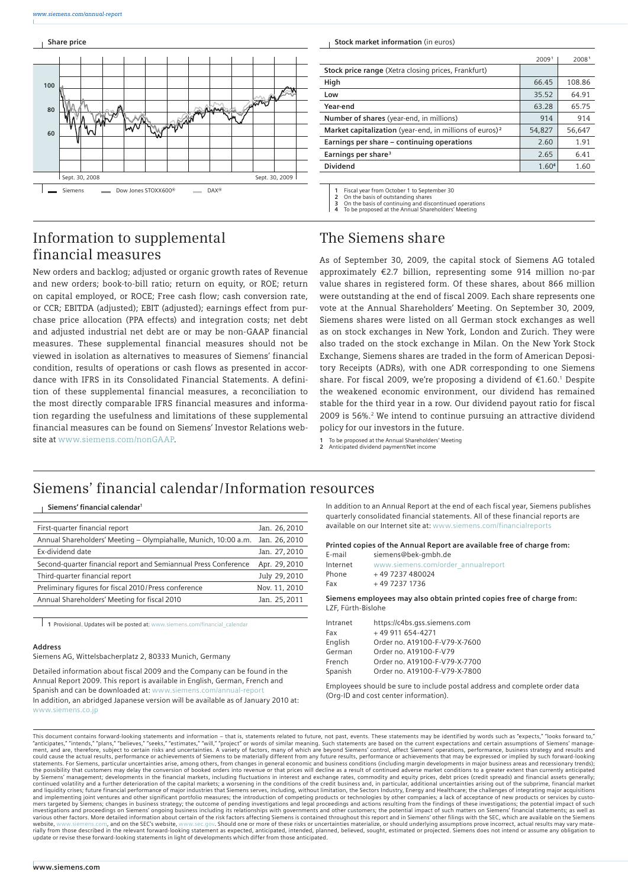www.siemens.com/annual-report

**Share price**

100
80
60
Sept. 30, 2008
Sept. 30, 2009
Siemens
Dow Jones STOXX600®
DAX®

**Stock market information** (in euros)

| | 2009[1] | 2008[1] |
|---|---|---|
| **Stock price range** (Xetra closing prices, Frankfurt) | | |
| **High** | 66.45 | 108.86 |
| **Low** | 35.52 | 64.91 |
| **Year-end** | 63.28 | 65.75 |
| **Number of shares** (year-end, in millions) | 914 | 914 |
| **Market capitalization** (year-end, in millions of euros)[2] | 54,827 | 56,647 |
| **Earnings per share – continuing operations** | 2.60 | 1.91 |
| **Earnings per share**[3] | 2.65 | 6.41 |
| **Dividend** | 1.60[4] | 1.60 |

1 Fiscal year from October 1 to September 30
2 On the basis of outstanding shares
3 On the basis of continuing and discontinued operations
4 To be proposed at the Annual Shareholders' Meeting

## Information to supplemental financial measures

New orders and backlog; adjusted or organic growth rates of Revenue and new orders; book-to-bill ratio; return on equity, or ROE; return on capital employed, or ROCE; Free cash flow; cash conversion rate, or CCR; EBITDA (adjusted); EBIT (adjusted); earnings effect from purchase price allocation (PPA effects) and integration costs; net debt and adjusted industrial net debt are or may be non-GAAP financial measures. These supplemental financial measures should not be viewed in isolation as alternatives to measures of Siemens' financial condition, results of operations or cash flows as presented in accordance with IFRS in its Consolidated Financial Statements. A definition of these supplemental financial measures, a reconciliation to the most directly comparable IFRS financial measures and information regarding the usefulness and limitations of these supplemental financial measures can be found on Siemens' Investor Relations website at www.siemens.com/nonGAAP.

## The Siemens share

As of September 30, 2009, the capital stock of Siemens AG totaled approximately €2.7 billion, representing some 914 million no-par value shares in registered form. Of these shares, about 866 million were outstanding at the end of fiscal 2009. Each share represents one vote at the Annual Shareholders' Meeting. On September 30, 2009, Siemens shares were listed on all German stock exchanges as well as on stock exchanges in New York, London and Zurich. They were also traded on the stock exchange in Milan. On the New York Stock Exchange, Siemens shares are traded in the form of American Depository Receipts (ADRs), with one ADR corresponding to one Siemens share. For fiscal 2009, we're proposing a dividend of €1.60.[1] Despite the weakened economic environment, our dividend has remained stable for the third year in a row. Our dividend payout ratio for fiscal 2009 is 56%.[2] We intend to continue pursuing an attractive dividend policy for our investors in the future.

1 To be proposed at the Annual Shareholders' Meeting
2 Anticipated dividend payment/Net income

## Siemens' financial calendar/Information resources

**Siemens' financial calendar**[1]

| | |
|---|---|
| First-quarter financial report | Jan. 26, 2010 |
| Annual Shareholders' Meeting – Olympiahalle, Munich, 10:00 a.m. | Jan. 26, 2010 |
| Ex-dividend date | Jan. 27, 2010 |
| Second-quarter financial report and Semiannual Press Conference | Apr. 29, 2010 |
| Third-quarter financial report | July 29, 2010 |
| Preliminary figures for fiscal 2010/Press conference | Nov. 11, 2010 |
| Annual Shareholders' Meeting for fiscal 2010 | Jan. 25, 2011 |

1 Provisional. Updates will be posted at: www.siemens.com/financial_calendar

**Address**

Siemens AG, Wittelsbacherplatz 2, 80333 Munich, Germany

Detailed information about fiscal 2009 and the Company can be found in the Annual Report 2009. This report is available in English, German, French and Spanish and can be downloaded at: www.siemens.com/annual-report
In addition, an abridged Japanese version will be available as of January 2010 at: www.siemens.co.jp

In addition to an Annual Report at the end of each fiscal year, Siemens publishes quarterly consolidated financial statements. All of these financial reports are available on our Internet site at: www.siemens.com/financialreports

**Printed copies of the Annual Report are available free of charge from:**

| | |
|---|---|
| E-mail | siemens@bek-gmbh.de |
| Internet | www.siemens.com/order_annualreport |
| Phone | + 49 7237 480024 |
| Fax | + 49 7237 1736 |

**Siemens employees may also obtain printed copies free of charge from:**
LZF, Fürth-Bislohe

| | |
|---|---|
| Intranet | https://c4bs.gss.siemens.com |
| Fax | + 49 911 654-4271 |
| English | Order no. A19100-F-V79-X-7600 |
| German | Order no. A19100-F-V79 |
| French | Order no. A19100-F-V79-X-7700 |
| Spanish | Order no. A19100-F-V79-X-7800 |

Employees should be sure to include postal address and complete order data (Org-ID and cost center information).

This document contains forward-looking statements and information – that is, statements related to future, not past, events. These statements may be identified by words such as "expects," "looks forward to," "anticipates," "intends," "plans," "believes," "seeks," "estimates," "will," "project" or words of similar meaning. Such statements are based on the current expectations and certain assumptions of Siemens' management, and are, therefore, subject to certain risks and uncertainties. A variety of factors, many of which are beyond Siemens' control, affect Siemens' operations, performance, business strategy and results and could cause the actual results, performance or achievements of Siemens to be materially different from any future results, performance or achievements that may be expressed or implied by such forward-looking statements. For Siemens, particular uncertainties arise, among others, from changes in general economic and business conditions (including margin developments in major business areas and recessionary trends); the possibility that customers may delay the conversion of booked orders into revenue or that prices will decline as a result of continued adverse market conditions to a greater extent than currently anticipated by Siemens' management; developments in the financial markets, including fluctuations in interest and exchange rates, commodity and equity prices, debt prices (credit spreads) and financial assets generally; continued volatility and a further deterioration of the capital markets; a worsening in the conditions of the credit business and, in particular, additional uncertainties arising out of the subprime, financial market and liquidity crises; future financial performance of major industries that Siemens serves, including, without limitation, the Sectors Industry, Energy and Healthcare; the challenges of integrating major acquisitions and implementing joint ventures and other significant portfolio measures; the introduction of competing products or technologies by other companies; a lack of acceptance of new products or services by customers targeted by Siemens; changes in business strategy; the outcome of pending investigations and legal proceedings and actions resulting from the findings of these investigations; the potential impact of such investigations and proceedings on Siemens' ongoing business including its relationships with governments and other customers; the potential impact of such matters on Siemens' financial statements; as well as various other factors. More detailed information about certain of the risk factors affecting Siemens is contained throughout this report and in Siemens' other filings with the SEC, which are available on the Siemens website, www.siemens.com, and on the SEC's website, www.sec.gov. Should one or more of these risks or uncertainties materialize, or should underlying assumptions prove incorrect, actual results may vary materially from those described in the relevant forward-looking statement as expected, anticipated, intended, planned, believed, sought, estimated or projected. Siemens does not intend or assume any obligation to update or revise these forward-looking statements in light of developments which differ from those anticipated.

www.siemens.com